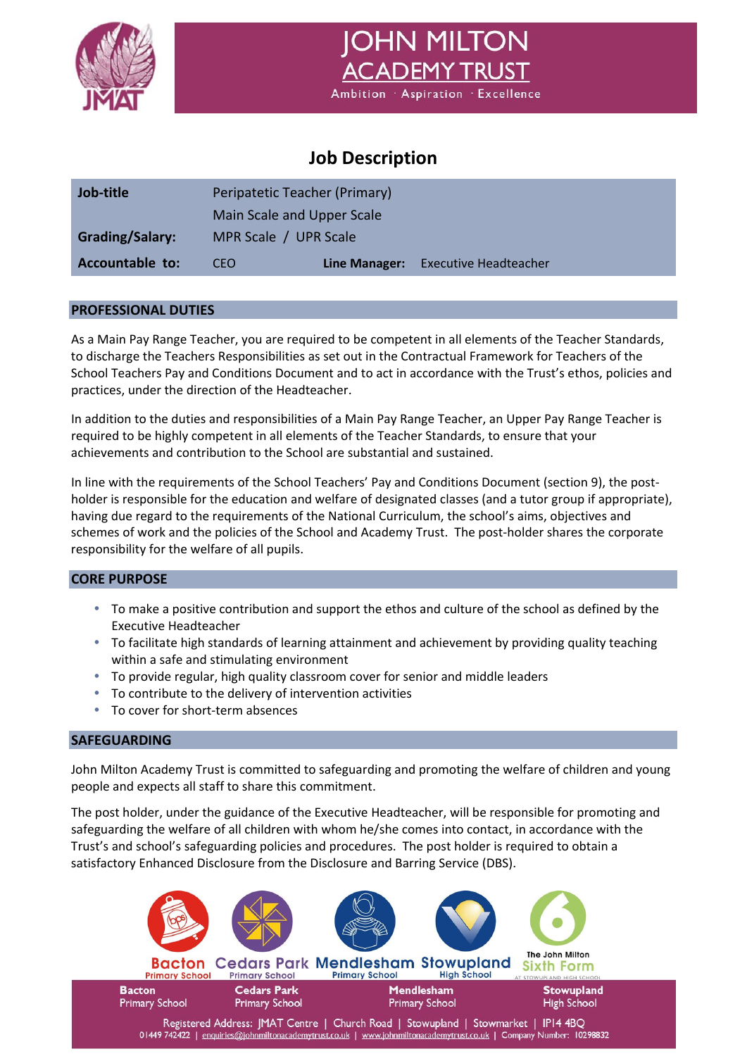# JOHN MILTON ACADEMY TRUST

Ambition · Aspiration · Excellence

## Job Description

| | | | |
|---|---|---|---|
| **Job-title** | Peripatetic Teacher (Primary) | | |
| | Main Scale and Upper Scale | | |
| **Grading/Salary:** | MPR Scale / UPR Scale | | |
| **Accountable to:** | CEO | **Line Manager:** | Executive Headteacher |

### PROFESSIONAL DUTIES

As a Main Pay Range Teacher, you are required to be competent in all elements of the Teacher Standards, to discharge the Teachers Responsibilities as set out in the Contractual Framework for Teachers of the School Teachers Pay and Conditions Document and to act in accordance with the Trust's ethos, policies and practices, under the direction of the Headteacher.

In addition to the duties and responsibilities of a Main Pay Range Teacher, an Upper Pay Range Teacher is required to be highly competent in all elements of the Teacher Standards, to ensure that your achievements and contribution to the School are substantial and sustained.

In line with the requirements of the School Teachers' Pay and Conditions Document (section 9), the post-holder is responsible for the education and welfare of designated classes (and a tutor group if appropriate), having due regard to the requirements of the National Curriculum, the school's aims, objectives and schemes of work and the policies of the School and Academy Trust. The post-holder shares the corporate responsibility for the welfare of all pupils.

### CORE PURPOSE

- To make a positive contribution and support the ethos and culture of the school as defined by the Executive Headteacher
- To facilitate high standards of learning attainment and achievement by providing quality teaching within a safe and stimulating environment
- To provide regular, high quality classroom cover for senior and middle leaders
- To contribute to the delivery of intervention activities
- To cover for short-term absences

### SAFEGUARDING

John Milton Academy Trust is committed to safeguarding and promoting the welfare of children and young people and expects all staff to share this commitment.

The post holder, under the guidance of the Executive Headteacher, will be responsible for promoting and safeguarding the welfare of all children with whom he/she comes into contact, in accordance with the Trust's and school's safeguarding policies and procedures. The post holder is required to obtain a satisfactory Enhanced Disclosure from the Disclosure and Barring Service (DBS).

Bacton Primary School | Cedars Park Primary School | Mendlesham Primary School | Stowupland High School | The John Milton Sixth Form at Stowupland High School

Registered Address: JMAT Centre | Church Road | Stowupland | Stowmarket | IP14 4BQ
01449 742422 | enquiries@johnmiltonacademytrust.co.uk | www.johnmiltonacademytrust.co.uk | Company Number: 10298832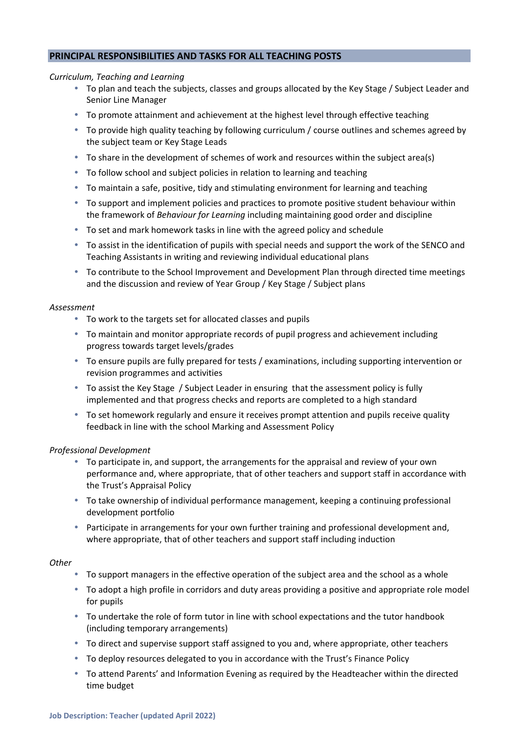## PRINCIPAL RESPONSIBILITIES AND TASKS FOR ALL TEACHING POSTS

*Curriculum, Teaching and Learning*

- To plan and teach the subjects, classes and groups allocated by the Key Stage / Subject Leader and Senior Line Manager
- To promote attainment and achievement at the highest level through effective teaching
- To provide high quality teaching by following curriculum / course outlines and schemes agreed by the subject team or Key Stage Leads
- To share in the development of schemes of work and resources within the subject area(s)
- To follow school and subject policies in relation to learning and teaching
- To maintain a safe, positive, tidy and stimulating environment for learning and teaching
- To support and implement policies and practices to promote positive student behaviour within the framework of *Behaviour for Learning* including maintaining good order and discipline
- To set and mark homework tasks in line with the agreed policy and schedule
- To assist in the identification of pupils with special needs and support the work of the SENCO and Teaching Assistants in writing and reviewing individual educational plans
- To contribute to the School Improvement and Development Plan through directed time meetings and the discussion and review of Year Group / Key Stage / Subject plans

*Assessment*

- To work to the targets set for allocated classes and pupils
- To maintain and monitor appropriate records of pupil progress and achievement including progress towards target levels/grades
- To ensure pupils are fully prepared for tests / examinations, including supporting intervention or revision programmes and activities
- To assist the Key Stage / Subject Leader in ensuring that the assessment policy is fully implemented and that progress checks and reports are completed to a high standard
- To set homework regularly and ensure it receives prompt attention and pupils receive quality feedback in line with the school Marking and Assessment Policy

*Professional Development*

- To participate in, and support, the arrangements for the appraisal and review of your own performance and, where appropriate, that of other teachers and support staff in accordance with the Trust's Appraisal Policy
- To take ownership of individual performance management, keeping a continuing professional development portfolio
- Participate in arrangements for your own further training and professional development and, where appropriate, that of other teachers and support staff including induction

*Other*

- To support managers in the effective operation of the subject area and the school as a whole
- To adopt a high profile in corridors and duty areas providing a positive and appropriate role model for pupils
- To undertake the role of form tutor in line with school expectations and the tutor handbook (including temporary arrangements)
- To direct and supervise support staff assigned to you and, where appropriate, other teachers
- To deploy resources delegated to you in accordance with the Trust's Finance Policy
- To attend Parents' and Information Evening as required by the Headteacher within the directed time budget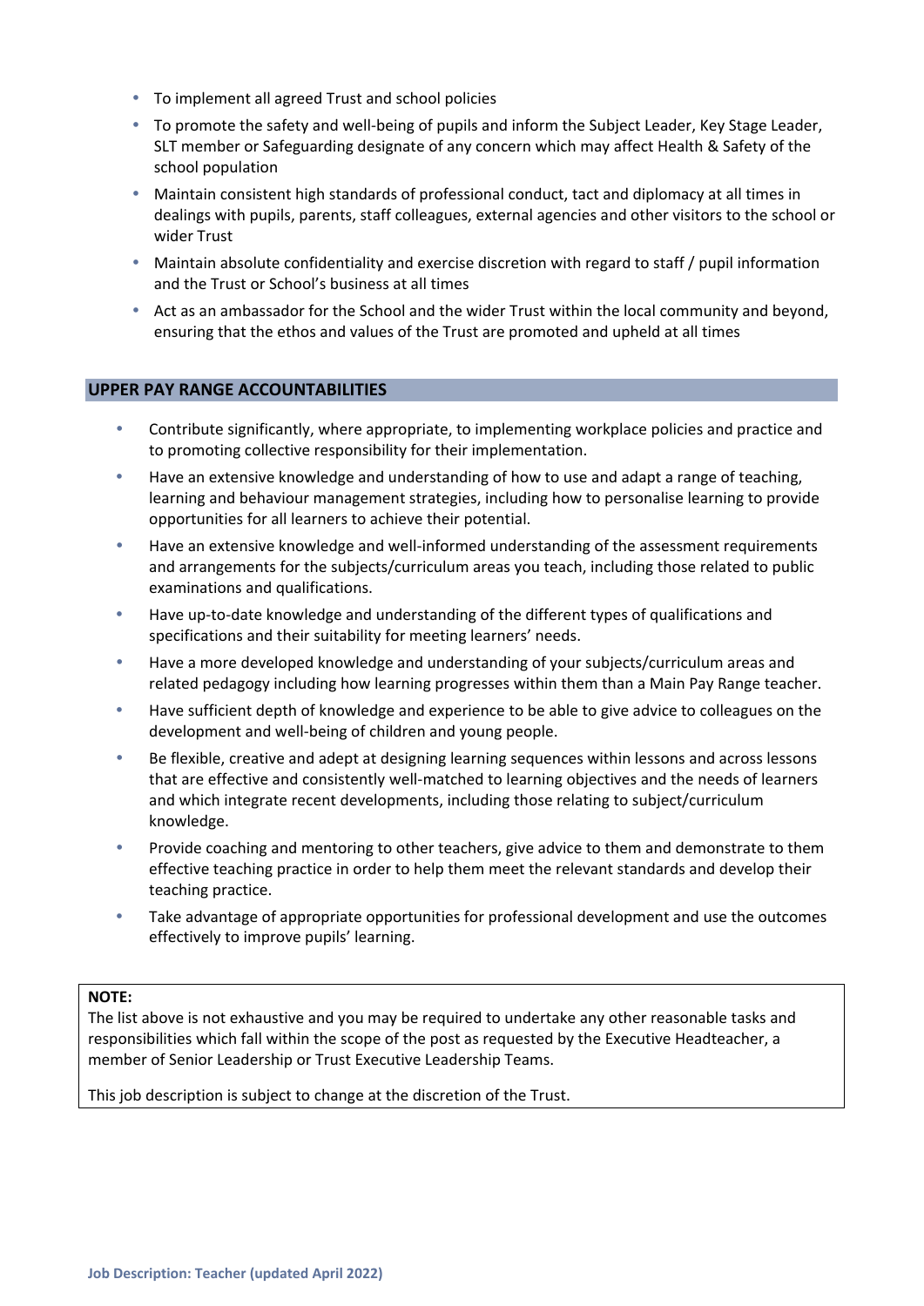- To implement all agreed Trust and school policies
- To promote the safety and well-being of pupils and inform the Subject Leader, Key Stage Leader, SLT member or Safeguarding designate of any concern which may affect Health & Safety of the school population
- Maintain consistent high standards of professional conduct, tact and diplomacy at all times in dealings with pupils, parents, staff colleagues, external agencies and other visitors to the school or wider Trust
- Maintain absolute confidentiality and exercise discretion with regard to staff / pupil information and the Trust or School's business at all times
- Act as an ambassador for the School and the wider Trust within the local community and beyond, ensuring that the ethos and values of the Trust are promoted and upheld at all times

## UPPER PAY RANGE ACCOUNTABILITIES

- Contribute significantly, where appropriate, to implementing workplace policies and practice and to promoting collective responsibility for their implementation.
- Have an extensive knowledge and understanding of how to use and adapt a range of teaching, learning and behaviour management strategies, including how to personalise learning to provide opportunities for all learners to achieve their potential.
- Have an extensive knowledge and well-informed understanding of the assessment requirements and arrangements for the subjects/curriculum areas you teach, including those related to public examinations and qualifications.
- Have up-to-date knowledge and understanding of the different types of qualifications and specifications and their suitability for meeting learners' needs.
- Have a more developed knowledge and understanding of your subjects/curriculum areas and related pedagogy including how learning progresses within them than a Main Pay Range teacher.
- Have sufficient depth of knowledge and experience to be able to give advice to colleagues on the development and well-being of children and young people.
- Be flexible, creative and adept at designing learning sequences within lessons and across lessons that are effective and consistently well-matched to learning objectives and the needs of learners and which integrate recent developments, including those relating to subject/curriculum knowledge.
- Provide coaching and mentoring to other teachers, give advice to them and demonstrate to them effective teaching practice in order to help them meet the relevant standards and develop their teaching practice.
- Take advantage of appropriate opportunities for professional development and use the outcomes effectively to improve pupils' learning.

**NOTE:**
The list above is not exhaustive and you may be required to undertake any other reasonable tasks and responsibilities which fall within the scope of the post as requested by the Executive Headteacher, a member of Senior Leadership or Trust Executive Leadership Teams.

This job description is subject to change at the discretion of the Trust.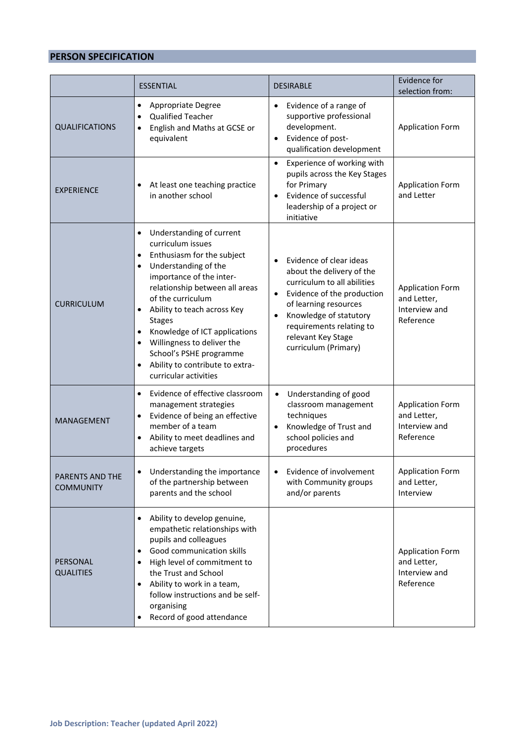## PERSON SPECIFICATION

| | ESSENTIAL | DESIRABLE | Evidence for selection from: |
|---|---|---|---|
| QUALIFICATIONS | • Appropriate Degree<br>• Qualified Teacher<br>• English and Maths at GCSE or equivalent | • Evidence of a range of supportive professional development.<br>• Evidence of post-qualification development | Application Form |
| EXPERIENCE | • At least one teaching practice in another school | • Experience of working with pupils across the Key Stages for Primary<br>• Evidence of successful leadership of a project or initiative | Application Form and Letter |
| CURRICULUM | • Understanding of current curriculum issues<br>• Enthusiasm for the subject<br>• Understanding of the importance of the inter-relationship between all areas of the curriculum<br>• Ability to teach across Key Stages<br>• Knowledge of ICT applications<br>• Willingness to deliver the School's PSHE programme<br>• Ability to contribute to extra-curricular activities | • Evidence of clear ideas about the delivery of the curriculum to all abilities<br>• Evidence of the production of learning resources<br>• Knowledge of statutory requirements relating to relevant Key Stage curriculum (Primary) | Application Form and Letter, Interview and Reference |
| MANAGEMENT | • Evidence of effective classroom management strategies<br>• Evidence of being an effective member of a team<br>• Ability to meet deadlines and achieve targets | • Understanding of good classroom management techniques<br>• Knowledge of Trust and school policies and procedures | Application Form and Letter, Interview and Reference |
| PARENTS AND THE COMMUNITY | • Understanding the importance of the partnership between parents and the school | • Evidence of involvement with Community groups and/or parents | Application Form and Letter, Interview |
| PERSONAL QUALITIES | • Ability to develop genuine, empathetic relationships with pupils and colleagues<br>• Good communication skills<br>• High level of commitment to the Trust and School<br>• Ability to work in a team, follow instructions and be self-organising<br>• Record of good attendance | | Application Form and Letter, Interview and Reference |